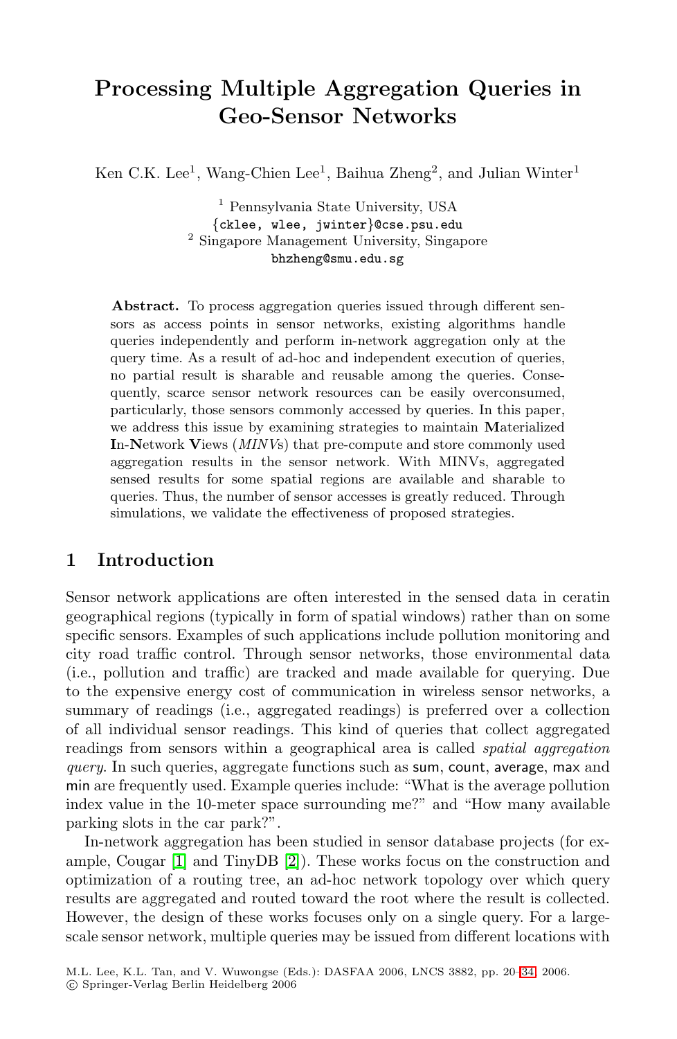# Processing Multiple Aggregation Queries in Geo-Sensor Networks

Ken C.K. Lee[1], Wang-Chien Lee[1], Baihua Zheng[2], and Julian Winter[1]

[1] Pennsylvania State University, USA
{cklee, wlee, jwinter}@cse.psu.edu
[2] Singapore Management University, Singapore
bhzheng@smu.edu.sg

**Abstract.** To process aggregation queries issued through different sensors as access points in sensor networks, existing algorithms handle queries independently and perform in-network aggregation only at the query time. As a result of ad-hoc and independent execution of queries, no partial result is sharable and reusable among the queries. Consequently, scarce sensor network resources can be easily overconsumed, particularly, those sensors commonly accessed by queries. In this paper, we address this issue by examining strategies to maintain **M**aterialized **I**n-**N**etwork **V**iews (*MINVs*) that pre-compute and store commonly used aggregation results in the sensor network. With MINVs, aggregated sensed results for some spatial regions are available and sharable to queries. Thus, the number of sensor accesses is greatly reduced. Through simulations, we validate the effectiveness of proposed strategies.

## 1 Introduction

Sensor network applications are often interested in the sensed data in ceratin geographical regions (typically in form of spatial windows) rather than on some specific sensors. Examples of such applications include pollution monitoring and city road traffic control. Through sensor networks, those environmental data (i.e., pollution and traffic) are tracked and made available for querying. Due to the expensive energy cost of communication in wireless sensor networks, a summary of readings (i.e., aggregated readings) is preferred over a collection of all individual sensor readings. This kind of queries that collect aggregated readings from sensors within a geographical area is called *spatial aggregation query*. In such queries, aggregate functions such as sum, count, average, max and min are frequently used. Example queries include: "What is the average pollution index value in the 10-meter space surrounding me?" and "How many available parking slots in the car park?".

In-network aggregation has been studied in sensor database projects (for example, Cougar [1] and TinyDB [2]). These works focus on the construction and optimization of a routing tree, an ad-hoc network topology over which query results are aggregated and routed toward the root where the result is collected. However, the design of these works focuses only on a single query. For a large-scale sensor network, multiple queries may be issued from different locations with

M.L. Lee, K.L. Tan, and V. Wuwongse (Eds.): DASFAA 2006, LNCS 3882, pp. 20–34, 2006.
© Springer-Verlag Berlin Heidelberg 2006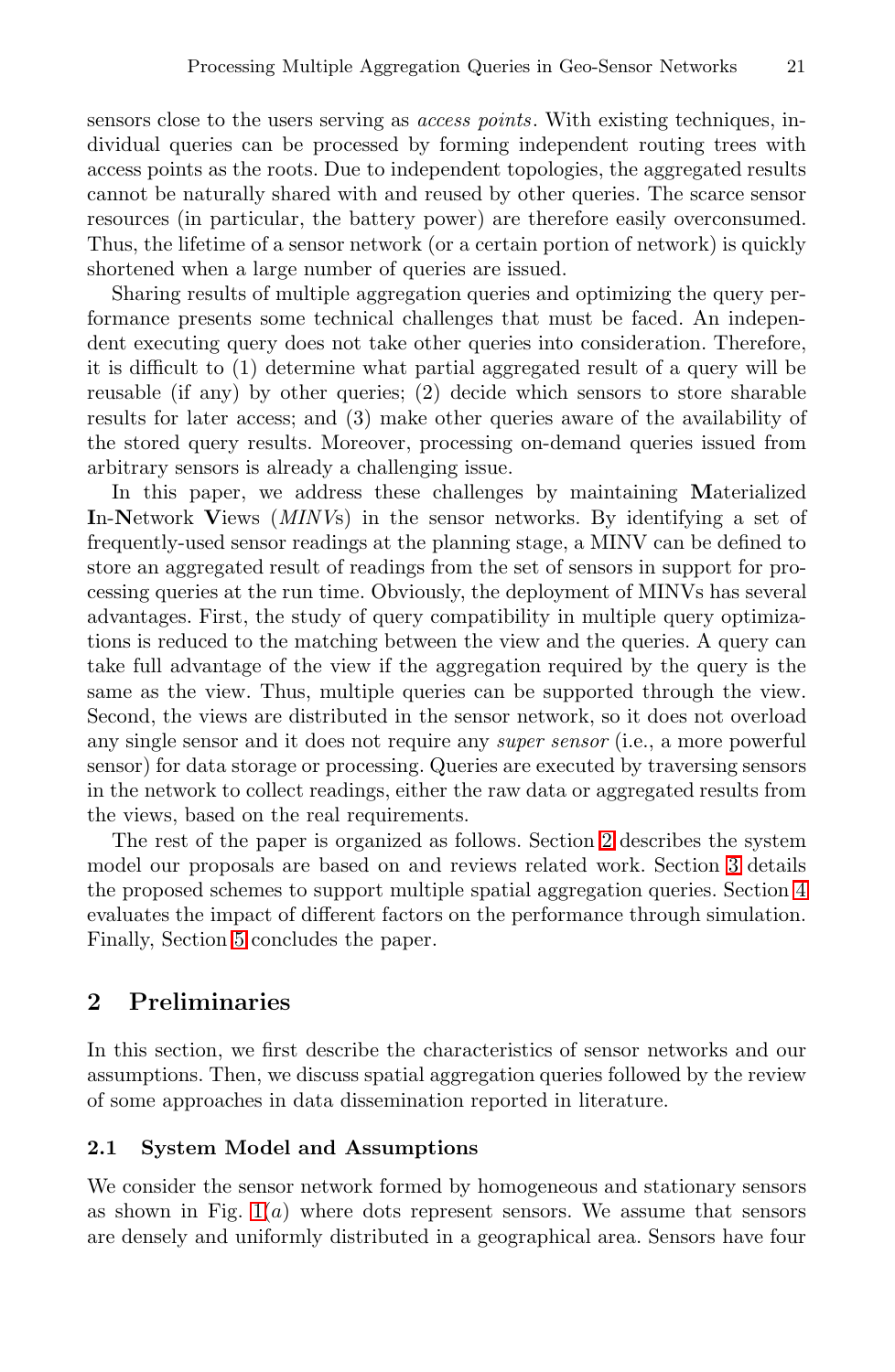sensors close to the users serving as *access points*. With existing techniques, individual queries can be processed by forming independent routing trees with access points as the roots. Due to independent topologies, the aggregated results cannot be naturally shared with and reused by other queries. The scarce sensor resources (in particular, the battery power) are therefore easily overconsumed. Thus, the lifetime of a sensor network (or a certain portion of network) is quickly shortened when a large number of queries are issued.

Sharing results of multiple aggregation queries and optimizing the query performance presents some technical challenges that must be faced. An independent executing query does not take other queries into consideration. Therefore, it is difficult to (1) determine what partial aggregated result of a query will be reusable (if any) by other queries; (2) decide which sensors to store sharable results for later access; and (3) make other queries aware of the availability of the stored query results. Moreover, processing on-demand queries issued from arbitrary sensors is already a challenging issue.

In this paper, we address these challenges by maintaining **M**aterialized **I**n-**N**etwork **V**iews (*MINV*s) in the sensor networks. By identifying a set of frequently-used sensor readings at the planning stage, a MINV can be defined to store an aggregated result of readings from the set of sensors in support for processing queries at the run time. Obviously, the deployment of MINVs has several advantages. First, the study of query compatibility in multiple query optimizations is reduced to the matching between the view and the queries. A query can take full advantage of the view if the aggregation required by the query is the same as the view. Thus, multiple queries can be supported through the view. Second, the views are distributed in the sensor network, so it does not overload any single sensor and it does not require any *super sensor* (i.e., a more powerful sensor) for data storage or processing. Queries are executed by traversing sensors in the network to collect readings, either the raw data or aggregated results from the views, based on the real requirements.

The rest of the paper is organized as follows. Section 2 describes the system model our proposals are based on and reviews related work. Section 3 details the proposed schemes to support multiple spatial aggregation queries. Section 4 evaluates the impact of different factors on the performance through simulation. Finally, Section 5 concludes the paper.

## 2 Preliminaries

In this section, we first describe the characteristics of sensor networks and our assumptions. Then, we discuss spatial aggregation queries followed by the review of some approaches in data dissemination reported in literature.

### 2.1 System Model and Assumptions

We consider the sensor network formed by homogeneous and stationary sensors as shown in Fig. 1(*a*) where dots represent sensors. We assume that sensors are densely and uniformly distributed in a geographical area. Sensors have four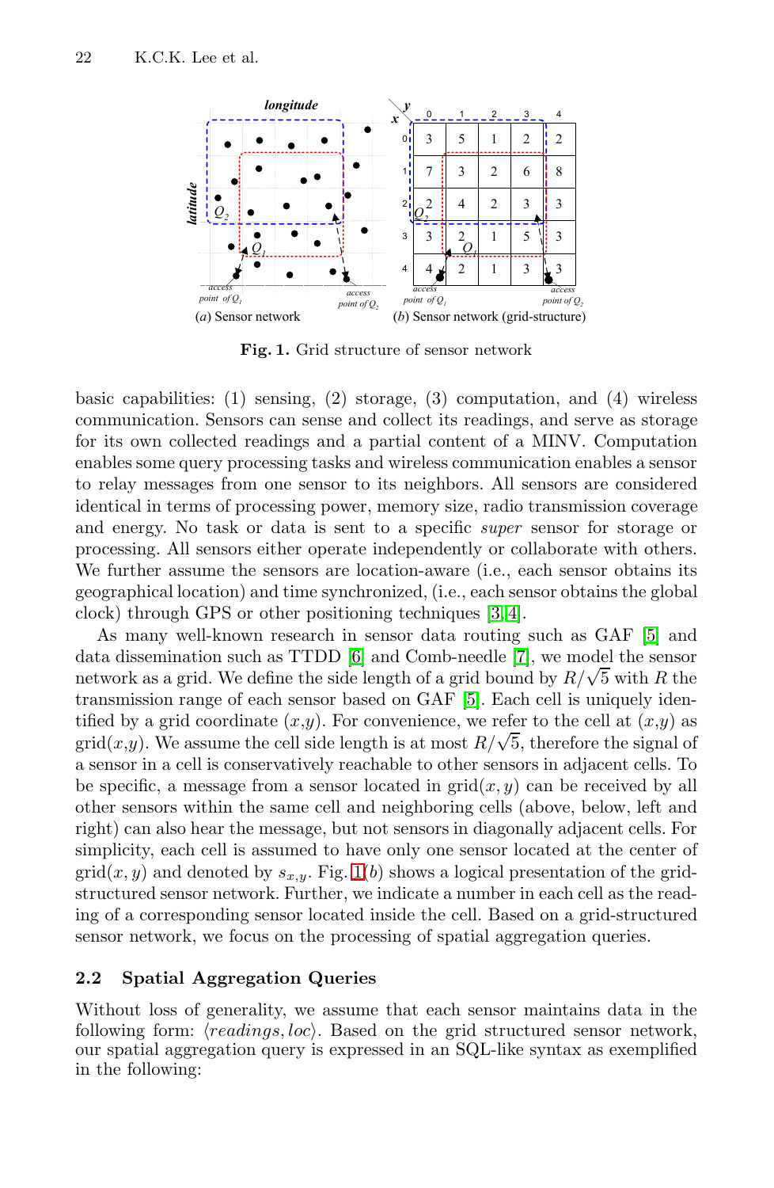longitude

latitude

$Q_2$

$Q_1$

access point of $Q_1$

access point of $Q_2$

(a) Sensor network

y

x

0 1 2 3 4

| | 0 | 1 | 2 | 3 | 4 |
|---|---|---|---|---|---|
| 0 | 3 | 5 | 1 | 2 | 2 |
| 1 | 7 | 3 | 2 | 6 | 8 |
| 2 | 2 | 4 | 2 | 3 | 3 |
| 3 | 3 | 2 | 1 | 5 | 3 |
| 4 | 4 | 2 | 1 | 3 | 3 |

$Q_2$

$Q_1$

access point of $Q_1$

access point of $Q_2$

(b) Sensor network (grid-structure)

**Fig. 1.** Grid structure of sensor network

basic capabilities: (1) sensing, (2) storage, (3) computation, and (4) wireless communication. Sensors can sense and collect its readings, and serve as storage for its own collected readings and a partial content of a MINV. Computation enables some query processing tasks and wireless communication enables a sensor to relay messages from one sensor to its neighbors. All sensors are considered identical in terms of processing power, memory size, radio transmission coverage and energy. No task or data is sent to a specific *super* sensor for storage or processing. All sensors either operate independently or collaborate with others. We further assume the sensors are location-aware (i.e., each sensor obtains its geographical location) and time synchronized, (i.e., each sensor obtains the global clock) through GPS or other positioning techniques [3,4].

As many well-known research in sensor data routing such as GAF [5] and data dissemination such as TTDD [6] and Comb-needle [7], we model the sensor network as a grid. We define the side length of a grid bound by $R/\sqrt{5}$ with $R$ the transmission range of each sensor based on GAF [5]. Each cell is uniquely identified by a grid coordinate $(x,y)$. For convenience, we refer to the cell at $(x,y)$ as grid$(x,y)$. We assume the cell side length is at most $R/\sqrt{5}$, therefore the signal of a sensor in a cell is conservatively reachable to other sensors in adjacent cells. To be specific, a message from a sensor located in grid$(x, y)$ can be received by all other sensors within the same cell and neighboring cells (above, below, left and right) can also hear the message, but not sensors in diagonally adjacent cells. For simplicity, each cell is assumed to have only one sensor located at the center of grid$(x, y)$ and denoted by $s_{x,y}$. Fig. 1(*b*) shows a logical presentation of the grid-structured sensor network. Further, we indicate a number in each cell as the reading of a corresponding sensor located inside the cell. Based on a grid-structured sensor network, we focus on the processing of spatial aggregation queries.

## 2.2 Spatial Aggregation Queries

Without loss of generality, we assume that each sensor maintains data in the following form: $\langle readings, loc \rangle$. Based on the grid structured sensor network, our spatial aggregation query is expressed in an SQL-like syntax as exemplified in the following: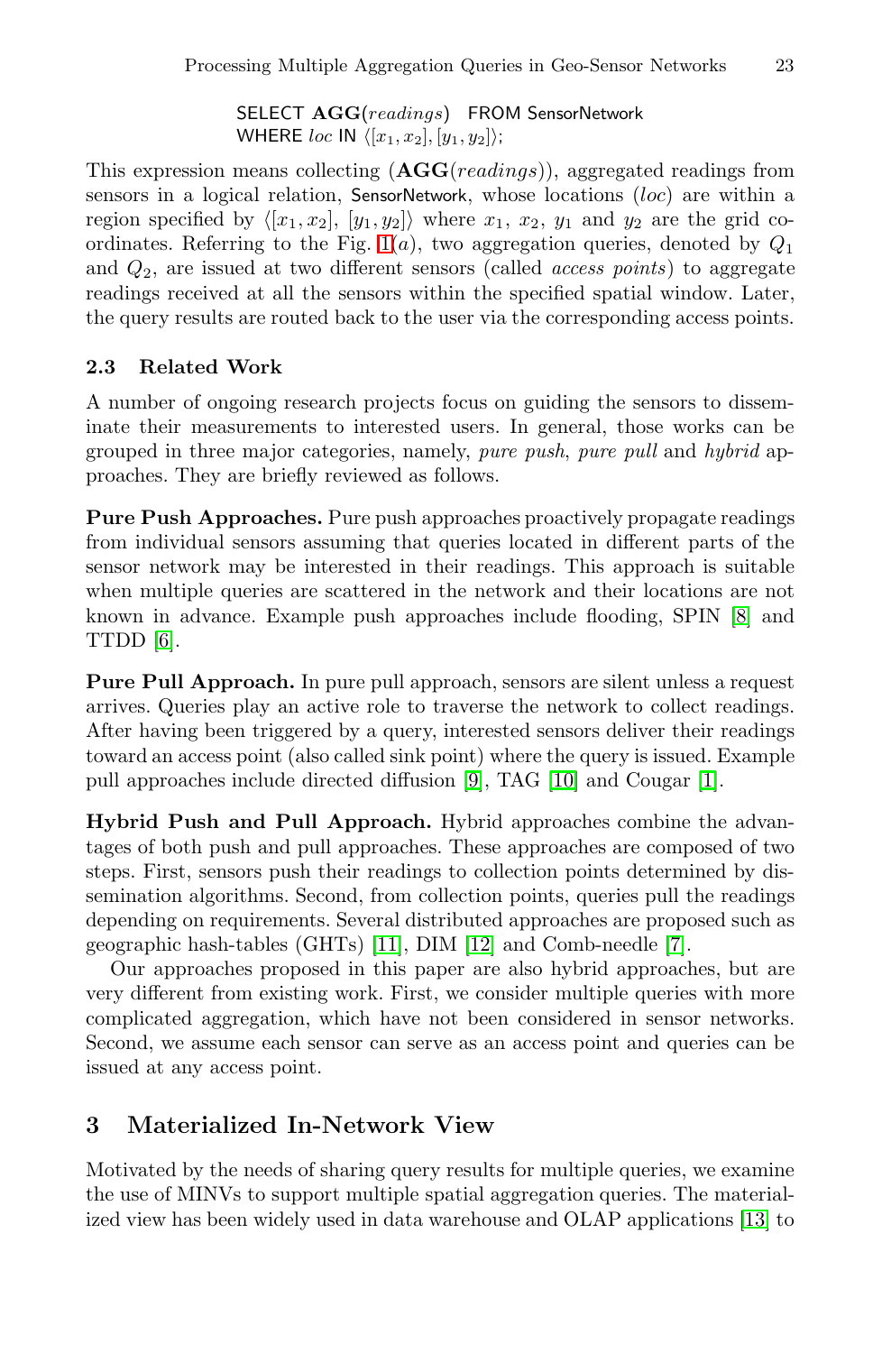```
SELECT AGG(readings)   FROM SensorNetwork
WHERE loc IN ⟨[x1, x2], [y1, y2]⟩;
```

This expression means collecting (**AGG**(*readings*)), aggregated readings from sensors in a logical relation, SensorNetwork, whose locations (*loc*) are within a region specified by $\langle [x_1, x_2], [y_1, y_2] \rangle$ where $x_1$, $x_2$, $y_1$ and $y_2$ are the grid coordinates. Referring to the Fig. 1(*a*), two aggregation queries, denoted by $Q_1$ and $Q_2$, are issued at two different sensors (called *access points*) to aggregate readings received at all the sensors within the specified spatial window. Later, the query results are routed back to the user via the corresponding access points.

### 2.3 Related Work

A number of ongoing research projects focus on guiding the sensors to disseminate their measurements to interested users. In general, those works can be grouped in three major categories, namely, *pure push*, *pure pull* and *hybrid* approaches. They are briefly reviewed as follows.

**Pure Push Approaches.** Pure push approaches proactively propagate readings from individual sensors assuming that queries located in different parts of the sensor network may be interested in their readings. This approach is suitable when multiple queries are scattered in the network and their locations are not known in advance. Example push approaches include flooding, SPIN [8] and TTDD [6].

**Pure Pull Approach.** In pure pull approach, sensors are silent unless a request arrives. Queries play an active role to traverse the network to collect readings. After having been triggered by a query, interested sensors deliver their readings toward an access point (also called sink point) where the query is issued. Example pull approaches include directed diffusion [9], TAG [10] and Cougar [1].

**Hybrid Push and Pull Approach.** Hybrid approaches combine the advantages of both push and pull approaches. These approaches are composed of two steps. First, sensors push their readings to collection points determined by dissemination algorithms. Second, from collection points, queries pull the readings depending on requirements. Several distributed approaches are proposed such as geographic hash-tables (GHTs) [11], DIM [12] and Comb-needle [7].

Our approaches proposed in this paper are also hybrid approaches, but are very different from existing work. First, we consider multiple queries with more complicated aggregation, which have not been considered in sensor networks. Second, we assume each sensor can serve as an access point and queries can be issued at any access point.

## 3 Materialized In-Network View

Motivated by the needs of sharing query results for multiple queries, we examine the use of MINVs to support multiple spatial aggregation queries. The materialized view has been widely used in data warehouse and OLAP applications [13] to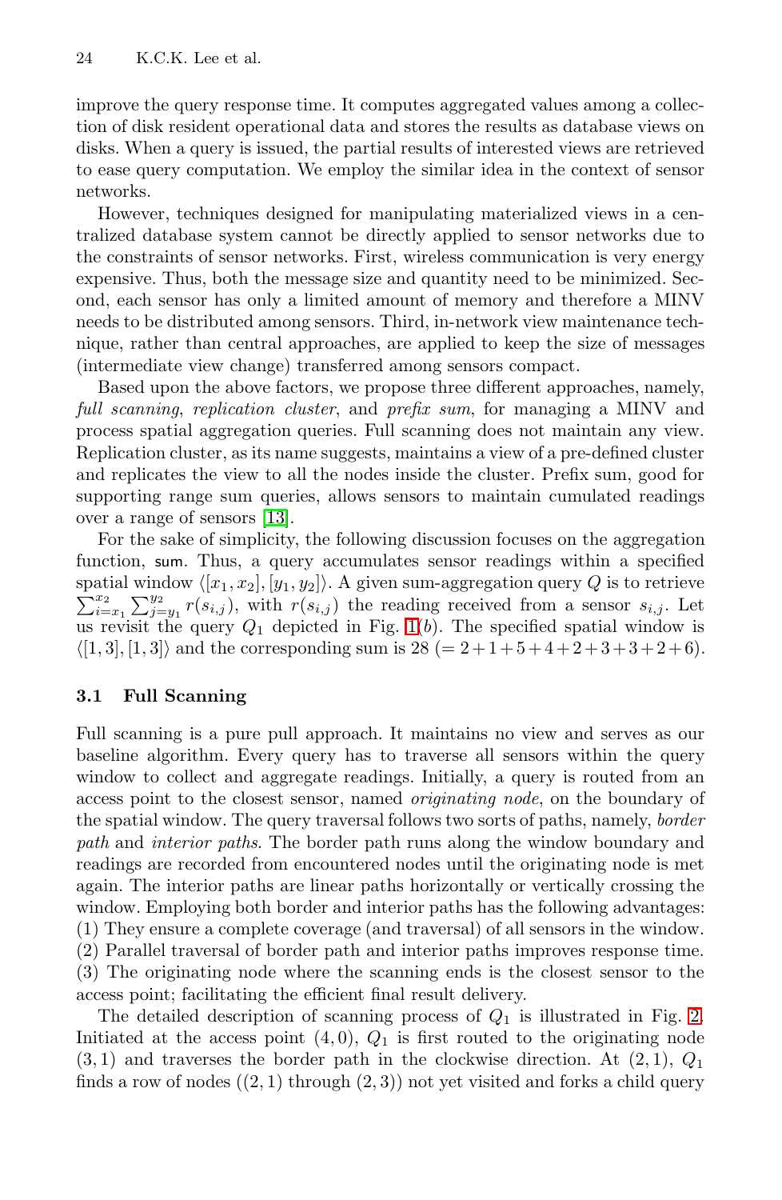improve the query response time. It computes aggregated values among a collection of disk resident operational data and stores the results as database views on disks. When a query is issued, the partial results of interested views are retrieved to ease query computation. We employ the similar idea in the context of sensor networks.

However, techniques designed for manipulating materialized views in a centralized database system cannot be directly applied to sensor networks due to the constraints of sensor networks. First, wireless communication is very energy expensive. Thus, both the message size and quantity need to be minimized. Second, each sensor has only a limited amount of memory and therefore a MINV needs to be distributed among sensors. Third, in-network view maintenance technique, rather than central approaches, are applied to keep the size of messages (intermediate view change) transferred among sensors compact.

Based upon the above factors, we propose three different approaches, namely, *full scanning*, *replication cluster*, and *prefix sum*, for managing a MINV and process spatial aggregation queries. Full scanning does not maintain any view. Replication cluster, as its name suggests, maintains a view of a pre-defined cluster and replicates the view to all the nodes inside the cluster. Prefix sum, good for supporting range sum queries, allows sensors to maintain cumulated readings over a range of sensors [13].

For the sake of simplicity, the following discussion focuses on the aggregation function, sum. Thus, a query accumulates sensor readings within a specified spatial window $\langle [x_1, x_2], [y_1, y_2] \rangle$. A given sum-aggregation query $Q$ is to retrieve $\sum_{i=x_1}^{x_2} \sum_{j=y_1}^{y_2} r(s_{i,j})$, with $r(s_{i,j})$ the reading received from a sensor $s_{i,j}$. Let us revisit the query $Q_1$ depicted in Fig. 1(*b*). The specified spatial window is $\langle [1, 3], [1, 3] \rangle$ and the corresponding sum is 28 $(= 2+1+5+4+2+3+3+2+6)$.

### 3.1 Full Scanning

Full scanning is a pure pull approach. It maintains no view and serves as our baseline algorithm. Every query has to traverse all sensors within the query window to collect and aggregate readings. Initially, a query is routed from an access point to the closest sensor, named *originating node*, on the boundary of the spatial window. The query traversal follows two sorts of paths, namely, *border path* and *interior paths*. The border path runs along the window boundary and readings are recorded from encountered nodes until the originating node is met again. The interior paths are linear paths horizontally or vertically crossing the window. Employing both border and interior paths has the following advantages: (1) They ensure a complete coverage (and traversal) of all sensors in the window. (2) Parallel traversal of border path and interior paths improves response time. (3) The originating node where the scanning ends is the closest sensor to the access point; facilitating the efficient final result delivery.

The detailed description of scanning process of $Q_1$ is illustrated in Fig. 2. Initiated at the access point $(4, 0)$, $Q_1$ is first routed to the originating node $(3, 1)$ and traverses the border path in the clockwise direction. At $(2, 1)$, $Q_1$ finds a row of nodes ($(2, 1)$ through $(2, 3)$) not yet visited and forks a child query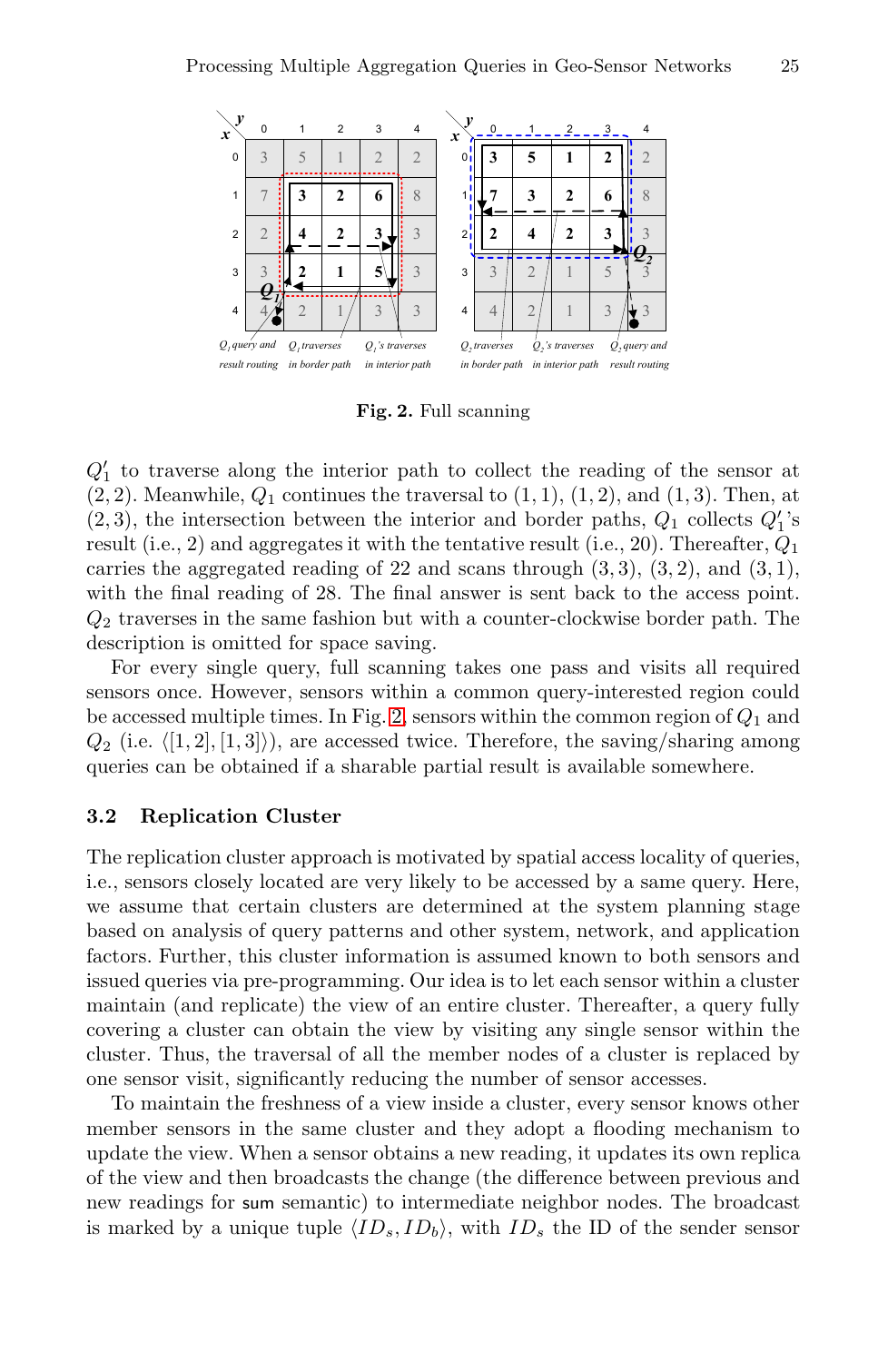Fig. 2. Full scanning

$Q_1'$ to traverse along the interior path to collect the reading of the sensor at $(2,2)$. Meanwhile, $Q_1$ continues the traversal to $(1,1)$, $(1,2)$, and $(1,3)$. Then, at $(2,3)$, the intersection between the interior and border paths, $Q_1$ collects $Q_1'$'s result (i.e., 2) and aggregates it with the tentative result (i.e., 20). Thereafter, $Q_1$ carries the aggregated reading of 22 and scans through $(3,3)$, $(3,2)$, and $(3,1)$, with the final reading of 28. The final answer is sent back to the access point. $Q_2$ traverses in the same fashion but with a counter-clockwise border path. The description is omitted for space saving.

For every single query, full scanning takes one pass and visits all required sensors once. However, sensors within a common query-interested region could be accessed multiple times. In Fig. 2, sensors within the common region of $Q_1$ and $Q_2$ (i.e. $\langle[1,2],[1,3]\rangle$), are accessed twice. Therefore, the saving/sharing among queries can be obtained if a sharable partial result is available somewhere.

### 3.2 Replication Cluster

The replication cluster approach is motivated by spatial access locality of queries, i.e., sensors closely located are very likely to be accessed by a same query. Here, we assume that certain clusters are determined at the system planning stage based on analysis of query patterns and other system, network, and application factors. Further, this cluster information is assumed known to both sensors and issued queries via pre-programming. Our idea is to let each sensor within a cluster maintain (and replicate) the view of an entire cluster. Thereafter, a query fully covering a cluster can obtain the view by visiting any single sensor within the cluster. Thus, the traversal of all the member nodes of a cluster is replaced by one sensor visit, significantly reducing the number of sensor accesses.

To maintain the freshness of a view inside a cluster, every sensor knows other member sensors in the same cluster and they adopt a flooding mechanism to update the view. When a sensor obtains a new reading, it updates its own replica of the view and then broadcasts the change (the difference between previous and new readings for sum semantic) to intermediate neighbor nodes. The broadcast is marked by a unique tuple $\langle ID_s, ID_b\rangle$, with $ID_s$ the ID of the sender sensor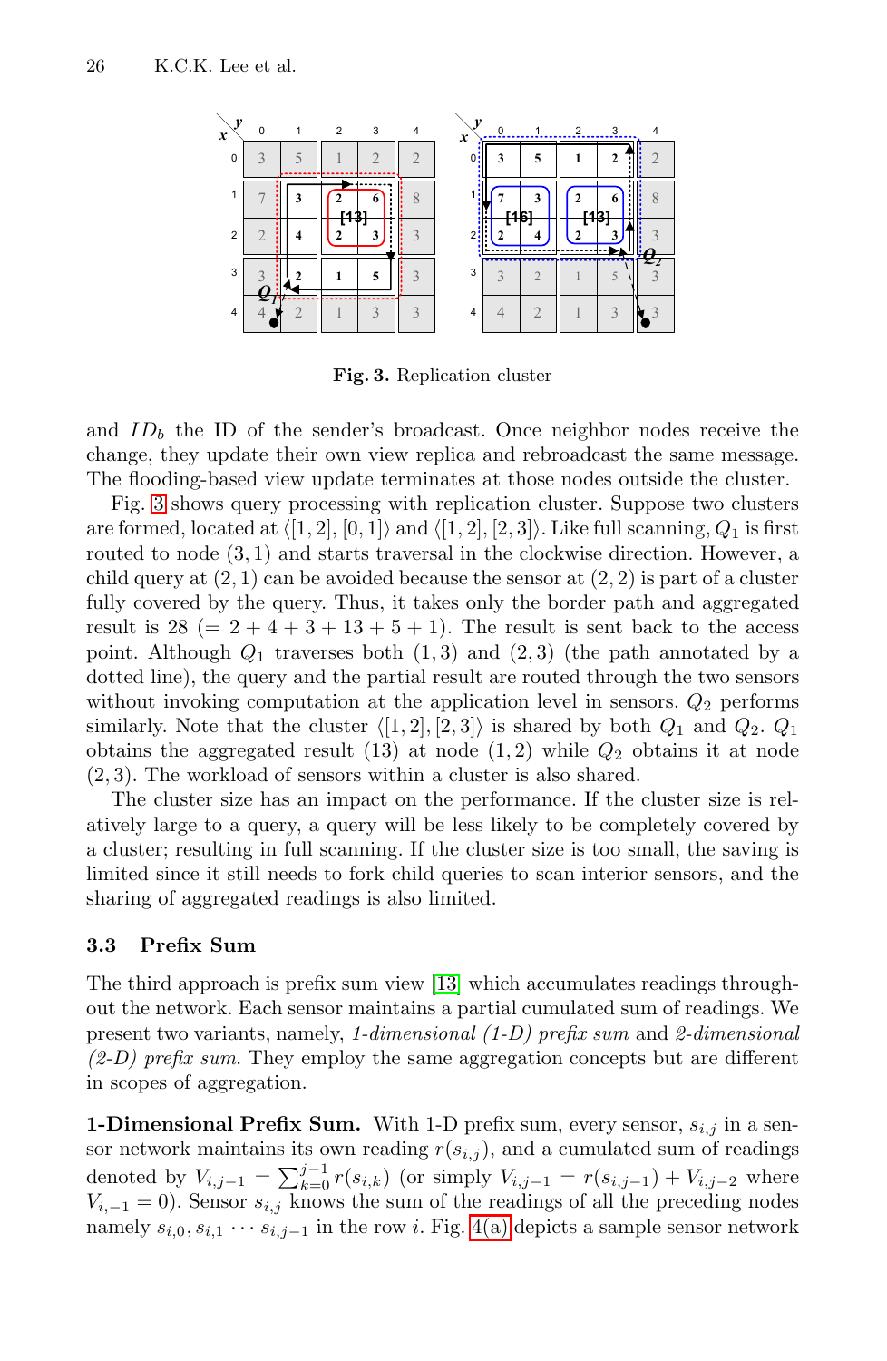Fig. 3. Replication cluster

and $ID_b$ the ID of the sender's broadcast. Once neighbor nodes receive the change, they update their own view replica and rebroadcast the same message. The flooding-based view update terminates at those nodes outside the cluster.

Fig. 3 shows query processing with replication cluster. Suppose two clusters are formed, located at $\langle[1, 2], [0, 1]\rangle$ and $\langle[1, 2], [2, 3]\rangle$. Like full scanning, $Q_1$ is first routed to node $(3, 1)$ and starts traversal in the clockwise direction. However, a child query at $(2, 1)$ can be avoided because the sensor at $(2, 2)$ is part of a cluster fully covered by the query. Thus, it takes only the border path and aggregated result is 28 ($= 2 + 4 + 3 + 13 + 5 + 1$). The result is sent back to the access point. Although $Q_1$ traverses both $(1, 3)$ and $(2, 3)$ (the path annotated by a dotted line), the query and the partial result are routed through the two sensors without invoking computation at the application level in sensors. $Q_2$ performs similarly. Note that the cluster $\langle[1, 2], [2, 3]\rangle$ is shared by both $Q_1$ and $Q_2$. $Q_1$ obtains the aggregated result (13) at node $(1, 2)$ while $Q_2$ obtains it at node $(2, 3)$. The workload of sensors within a cluster is also shared.

The cluster size has an impact on the performance. If the cluster size is relatively large to a query, a query will be less likely to be completely covered by a cluster; resulting in full scanning. If the cluster size is too small, the saving is limited since it still needs to fork child queries to scan interior sensors, and the sharing of aggregated readings is also limited.

### 3.3 Prefix Sum

The third approach is prefix sum view [13] which accumulates readings throughout the network. Each sensor maintains a partial cumulated sum of readings. We present two variants, namely, *1-dimensional (1-D) prefix sum* and *2-dimensional (2-D) prefix sum*. They employ the same aggregation concepts but are different in scopes of aggregation.

**1-Dimensional Prefix Sum.** With 1-D prefix sum, every sensor, $s_{i,j}$ in a sensor network maintains its own reading $r(s_{i,j})$, and a cumulated sum of readings denoted by $V_{i,j-1} = \sum_{k=0}^{j-1} r(s_{i,k})$ (or simply $V_{i,j-1} = r(s_{i,j-1}) + V_{i,j-2}$ where $V_{i,-1} = 0$). Sensor $s_{i,j}$ knows the sum of the readings of all the preceding nodes namely $s_{i,0}, s_{i,1} \cdots s_{i,j-1}$ in the row $i$. Fig. 4(a) depicts a sample sensor network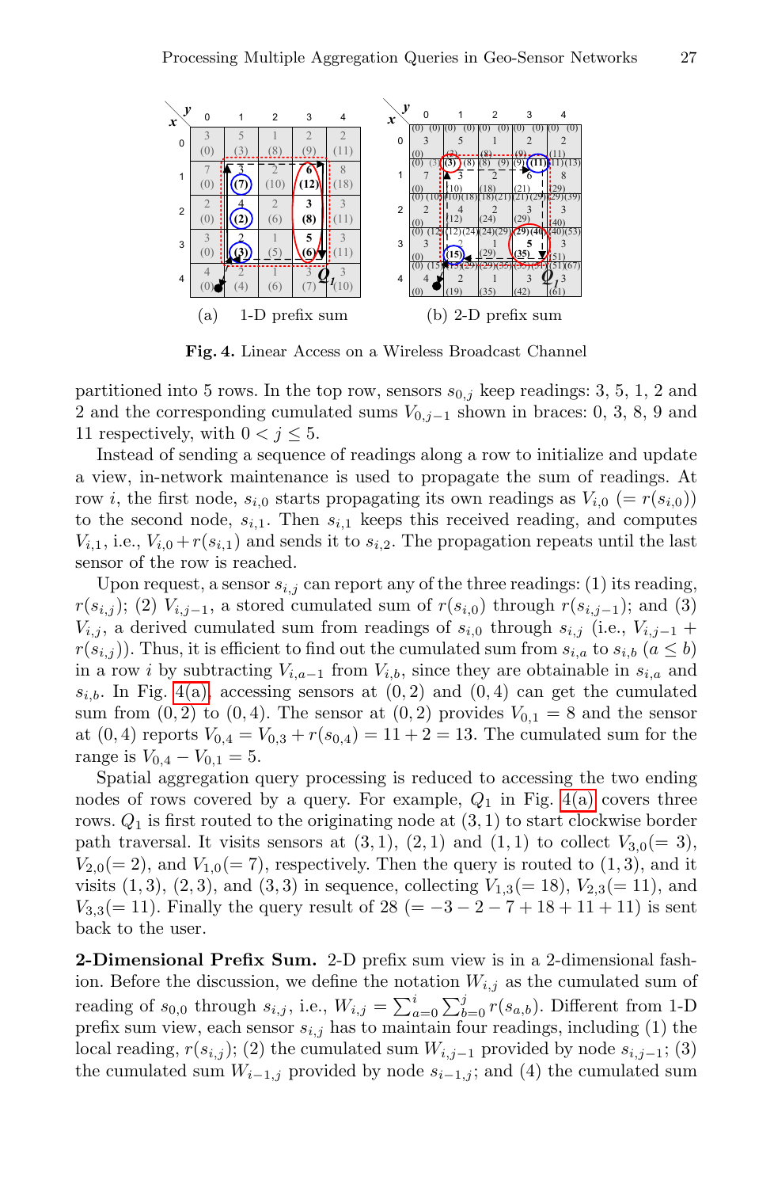Fig. 4. Linear Access on a Wireless Broadcast Channel

(a) 1-D prefix sum

(b) 2-D prefix sum

partitioned into 5 rows. In the top row, sensors $s_{0,j}$ keep readings: 3, 5, 1, 2 and 2 and the corresponding cumulated sums $V_{0,j-1}$ shown in braces: 0, 3, 8, 9 and 11 respectively, with $0 < j \leq 5$.

Instead of sending a sequence of readings along a row to initialize and update a view, in-network maintenance is used to propagate the sum of readings. At row $i$, the first node, $s_{i,0}$ starts propagating its own readings as $V_{i,0}$ $(= r(s_{i,0}))$ to the second node, $s_{i,1}$. Then $s_{i,1}$ keeps this received reading, and computes $V_{i,1}$, i.e., $V_{i,0} + r(s_{i,1})$ and sends it to $s_{i,2}$. The propagation repeats until the last sensor of the row is reached.

Upon request, a sensor $s_{i,j}$ can report any of the three readings: (1) its reading, $r(s_{i,j})$; (2) $V_{i,j-1}$, a stored cumulated sum of $r(s_{i,0})$ through $r(s_{i,j-1})$; and (3) $V_{i,j}$, a derived cumulated sum from readings of $s_{i,0}$ through $s_{i,j}$ (i.e., $V_{i,j-1} + r(s_{i,j})$). Thus, it is efficient to find out the cumulated sum from $s_{i,a}$ to $s_{i,b}$ ($a \leq b$) in a row $i$ by subtracting $V_{i,a-1}$ from $V_{i,b}$, since they are obtainable in $s_{i,a}$ and $s_{i,b}$. In Fig. 4(a), accessing sensors at $(0, 2)$ and $(0, 4)$ can get the cumulated sum from $(0, 2)$ to $(0, 4)$. The sensor at $(0, 2)$ provides $V_{0,1} = 8$ and the sensor at $(0, 4)$ reports $V_{0,4} = V_{0,3} + r(s_{0,4}) = 11 + 2 = 13$. The cumulated sum for the range is $V_{0,4} - V_{0,1} = 5$.

Spatial aggregation query processing is reduced to accessing the two ending nodes of rows covered by a query. For example, $Q_1$ in Fig. 4(a) covers three rows. $Q_1$ is first routed to the originating node at $(3, 1)$ to start clockwise border path traversal. It visits sensors at $(3, 1)$, $(2, 1)$ and $(1, 1)$ to collect $V_{3,0}(= 3)$, $V_{2,0}(= 2)$, and $V_{1,0}(= 7)$, respectively. Then the query is routed to $(1, 3)$, and it visits $(1, 3)$, $(2, 3)$, and $(3, 3)$ in sequence, collecting $V_{1,3}(= 18)$, $V_{2,3}(= 11)$, and $V_{3,3}(= 11)$. Finally the query result of 28 $(= -3 - 2 - 7 + 18 + 11 + 11)$ is sent back to the user.

**2-Dimensional Prefix Sum.** 2-D prefix sum view is in a 2-dimensional fashion. Before the discussion, we define the notation $W_{i,j}$ as the cumulated sum of reading of $s_{0,0}$ through $s_{i,j}$, i.e., $W_{i,j} = \sum_{a=0}^{i} \sum_{b=0}^{j} r(s_{a,b})$. Different from 1-D prefix sum view, each sensor $s_{i,j}$ has to maintain four readings, including (1) the local reading, $r(s_{i,j})$; (2) the cumulated sum $W_{i,j-1}$ provided by node $s_{i,j-1}$; (3) the cumulated sum $W_{i-1,j}$ provided by node $s_{i-1,j}$; and (4) the cumulated sum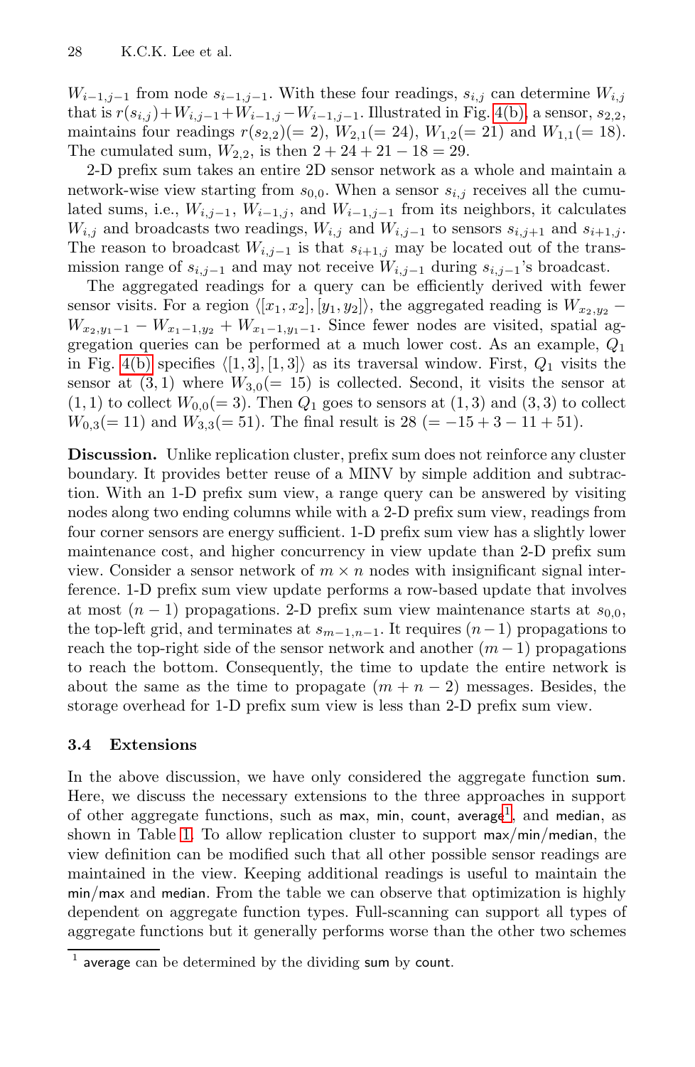$W_{i-1,j-1}$ from node $s_{i-1,j-1}$. With these four readings, $s_{i,j}$ can determine $W_{i,j}$ that is $r(s_{i,j})+W_{i,j-1}+W_{i-1,j}-W_{i-1,j-1}$. Illustrated in Fig. 4(b), a sensor, $s_{2,2}$, maintains four readings $r(s_{2,2})(=2)$, $W_{2,1}(=24)$, $W_{1,2}(=21)$ and $W_{1,1}(=18)$. The cumulated sum, $W_{2,2}$, is then $2+24+21-18=29$.

2-D prefix sum takes an entire 2D sensor network as a whole and maintain a network-wise view starting from $s_{0,0}$. When a sensor $s_{i,j}$ receives all the cumulated sums, i.e., $W_{i,j-1}$, $W_{i-1,j}$, and $W_{i-1,j-1}$ from its neighbors, it calculates $W_{i,j}$ and broadcasts two readings, $W_{i,j}$ and $W_{i,j-1}$ to sensors $s_{i,j+1}$ and $s_{i+1,j}$. The reason to broadcast $W_{i,j-1}$ is that $s_{i+1,j}$ may be located out of the transmission range of $s_{i,j-1}$ and may not receive $W_{i,j-1}$ during $s_{i,j-1}$'s broadcast.

The aggregated readings for a query can be efficiently derived with fewer sensor visits. For a region $\langle[x_1,x_2],[y_1,y_2]\rangle$, the aggregated reading is $W_{x_2,y_2} - W_{x_2,y_1-1} - W_{x_1-1,y_2} + W_{x_1-1,y_1-1}$. Since fewer nodes are visited, spatial aggregation queries can be performed at a much lower cost. As an example, $Q_1$ in Fig. 4(b) specifies $\langle[1,3],[1,3]\rangle$ as its traversal window. First, $Q_1$ visits the sensor at $(3,1)$ where $W_{3,0}(=15)$ is collected. Second, it visits the sensor at $(1,1)$ to collect $W_{0,0}(=3)$. Then $Q_1$ goes to sensors at $(1,3)$ and $(3,3)$ to collect $W_{0,3}(=11)$ and $W_{3,3}(=51)$. The final result is 28 $(=-15+3-11+51)$.

**Discussion.** Unlike replication cluster, prefix sum does not reinforce any cluster boundary. It provides better reuse of a MINV by simple addition and subtraction. With an 1-D prefix sum view, a range query can be answered by visiting nodes along two ending columns while with a 2-D prefix sum view, readings from four corner sensors are energy sufficient. 1-D prefix sum view has a slightly lower maintenance cost, and higher concurrency in view update than 2-D prefix sum view. Consider a sensor network of $m \times n$ nodes with insignificant signal interference. 1-D prefix sum view update performs a row-based update that involves at most $(n-1)$ propagations. 2-D prefix sum view maintenance starts at $s_{0,0}$, the top-left grid, and terminates at $s_{m-1,n-1}$. It requires $(n-1)$ propagations to reach the top-right side of the sensor network and another $(m-1)$ propagations to reach the bottom. Consequently, the time to update the entire network is about the same as the time to propagate $(m+n-2)$ messages. Besides, the storage overhead for 1-D prefix sum view is less than 2-D prefix sum view.

### 3.4 Extensions

In the above discussion, we have only considered the aggregate function sum. Here, we discuss the necessary extensions to the three approaches in support of other aggregate functions, such as max, min, count, average[1], and median, as shown in Table 1. To allow replication cluster to support max/min/median, the view definition can be modified such that all other possible sensor readings are maintained in the view. Keeping additional readings is useful to maintain the min/max and median. From the table we can observe that optimization is highly dependent on aggregate function types. Full-scanning can support all types of aggregate functions but it generally performs worse than the other two schemes

[1] average can be determined by the dividing sum by count.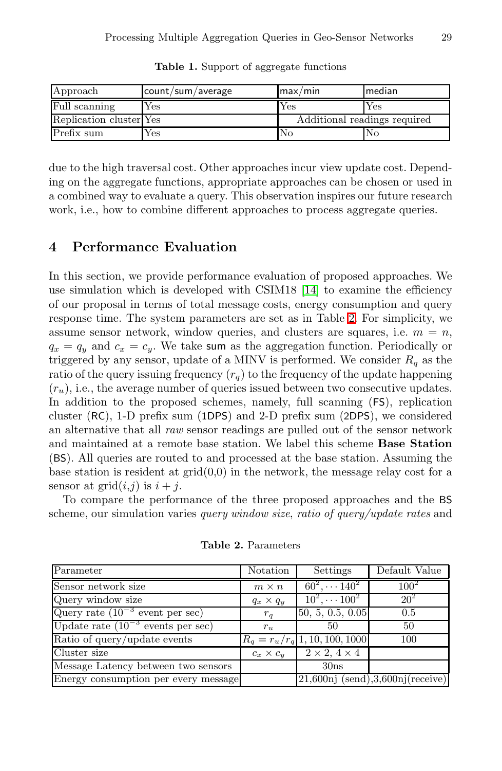**Table 1.** Support of aggregate functions

| Approach | count/sum/average | max/min | median |
|---|---|---|---|
| Full scanning | Yes | Yes | Yes |
| Replication cluster | Yes | Additional readings required | |
| Prefix sum | Yes | No | No |

due to the high traversal cost. Other approaches incur view update cost. Depending on the aggregate functions, appropriate approaches can be chosen or used in a combined way to evaluate a query. This observation inspires our future research work, i.e., how to combine different approaches to process aggregate queries.

## 4 Performance Evaluation

In this section, we provide performance evaluation of proposed approaches. We use simulation which is developed with CSIM18 [14] to examine the efficiency of our proposal in terms of total message costs, energy consumption and query response time. The system parameters are set as in Table 2. For simplicity, we assume sensor network, window queries, and clusters are squares, i.e. $m = n$, $q_x = q_y$ and $c_x = c_y$. We take sum as the aggregation function. Periodically or triggered by any sensor, update of a MINV is performed. We consider $R_q$ as the ratio of the query issuing frequency ($r_q$) to the frequency of the update happening ($r_u$), i.e., the average number of queries issued between two consecutive updates. In addition to the proposed schemes, namely, full scanning (FS), replication cluster (RC), 1-D prefix sum (1DPS) and 2-D prefix sum (2DPS), we considered an alternative that all *raw* sensor readings are pulled out of the sensor network and maintained at a remote base station. We label this scheme **Base Station** (BS). All queries are routed to and processed at the base station. Assuming the base station is resident at grid(0,0) in the network, the message relay cost for a sensor at grid($i$,$j$) is $i + j$.

To compare the performance of the three proposed approaches and the BS scheme, our simulation varies *query window size*, *ratio of query/update rates* and

**Table 2.** Parameters

| Parameter | Notation | Settings | Default Value |
|---|---|---|---|
| Sensor network size | $m \times n$ | $60^2, \cdots 140^2$ | $100^2$ |
| Query window size | $q_x \times q_y$ | $10^2, \cdots 100^2$ | $20^2$ |
| Query rate ($10^{-3}$ event per sec) | $r_q$ | 50, 5, 0.5, 0.05 | 0.5 |
| Update rate ($10^{-3}$ events per sec) | $r_u$ | 50 | 50 |
| Ratio of query/update events | $R_q = r_u/r_q$ | 1, 10, 100, 1000 | 100 |
| Cluster size | $c_x \times c_y$ | $2 \times 2$, $4 \times 4$ | |
| Message Latency between two sensors | | 30ns | |
| Energy consumption per every message | | 21,600nj (send),3,600nj(receive) | |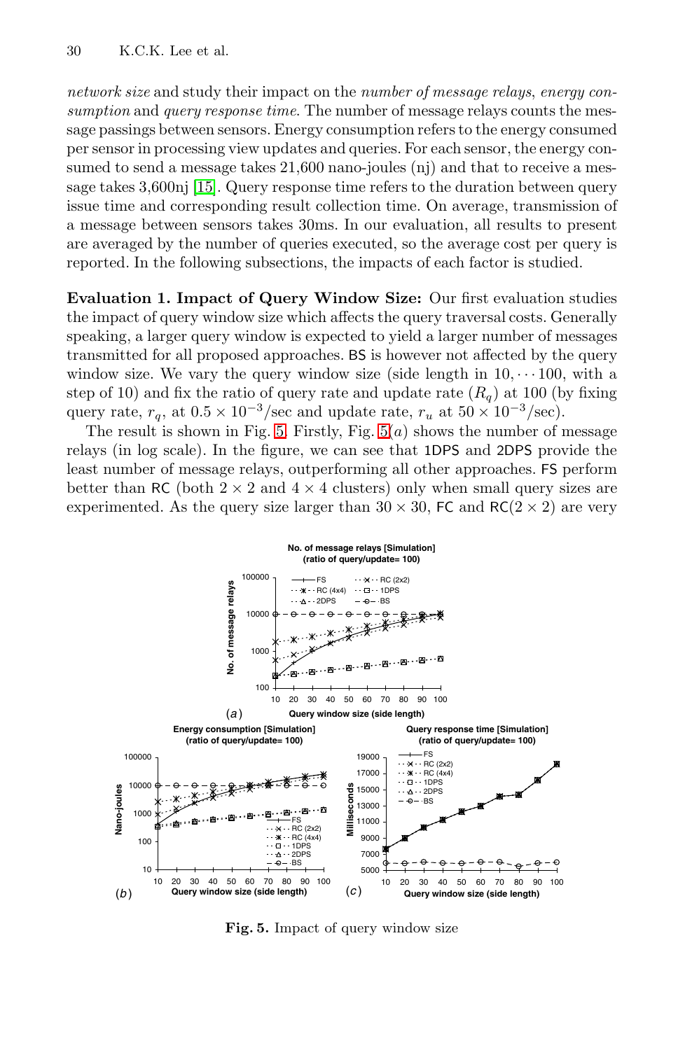network size and study their impact on the *number of message relays*, *energy consumption* and *query response time*. The number of message relays counts the message passings between sensors. Energy consumption refers to the energy consumed per sensor in processing view updates and queries. For each sensor, the energy consumed to send a message takes 21,600 nano-joules (nj) and that to receive a message takes 3,600nj [15]. Query response time refers to the duration between query issue time and corresponding result collection time. On average, transmission of a message between sensors takes 30ms. In our evaluation, all results to present are averaged by the number of queries executed, so the average cost per query is reported. In the following subsections, the impacts of each factor is studied.

**Evaluation 1. Impact of Query Window Size:** Our first evaluation studies the impact of query window size which affects the query traversal costs. Generally speaking, a larger query window is expected to yield a larger number of messages transmitted for all proposed approaches. BS is however not affected by the query window size. We vary the query window size (side length in $10, \cdots 100$, with a step of 10) and fix the ratio of query rate and update rate ($R_q$) at 100 (by fixing query rate, $r_q$, at $0.5 \times 10^{-3}$/sec and update rate, $r_u$ at $50 \times 10^{-3}$/sec).

The result is shown in Fig. 5. Firstly, Fig. 5($a$) shows the number of message relays (in log scale). In the figure, we can see that 1DPS and 2DPS provide the least number of message relays, outperforming all other approaches. FS perform better than RC (both $2 \times 2$ and $4 \times 4$ clusters) only when small query sizes are experimented. As the query size larger than $30 \times 30$, FC and RC($2 \times 2$) are very

No. of message relays [Simulation]
(ratio of query/update= 100)

No. of message relays

100000
10000
1000
100

10 20 30 40 50 60 70 80 90 100

FS
RC (2x2)
RC (4x4)
1DPS
2DPS
BS

($a$) Query window size (side length)

Energy consumption [Simulation]
(ratio of query/update= 100)

Nano-joules

100000
10000
1000
100
10

10 20 30 40 50 60 70 80 90 100

FS
RC (2x2)
RC (4x4)
1DPS
2DPS
BS

($b$) Query window size (side length)

Query response time [Simulation]
(ratio of query/update= 100)

Milliseconds

19000
17000
15000
13000
11000
9000
7000
5000

10 20 30 40 50 60 70 80 90 100

FS
RC (2x2)
RC (4x4)
1DPS
2DPS
BS

($c$) Query window size (side length)

**Fig. 5.** Impact of query window size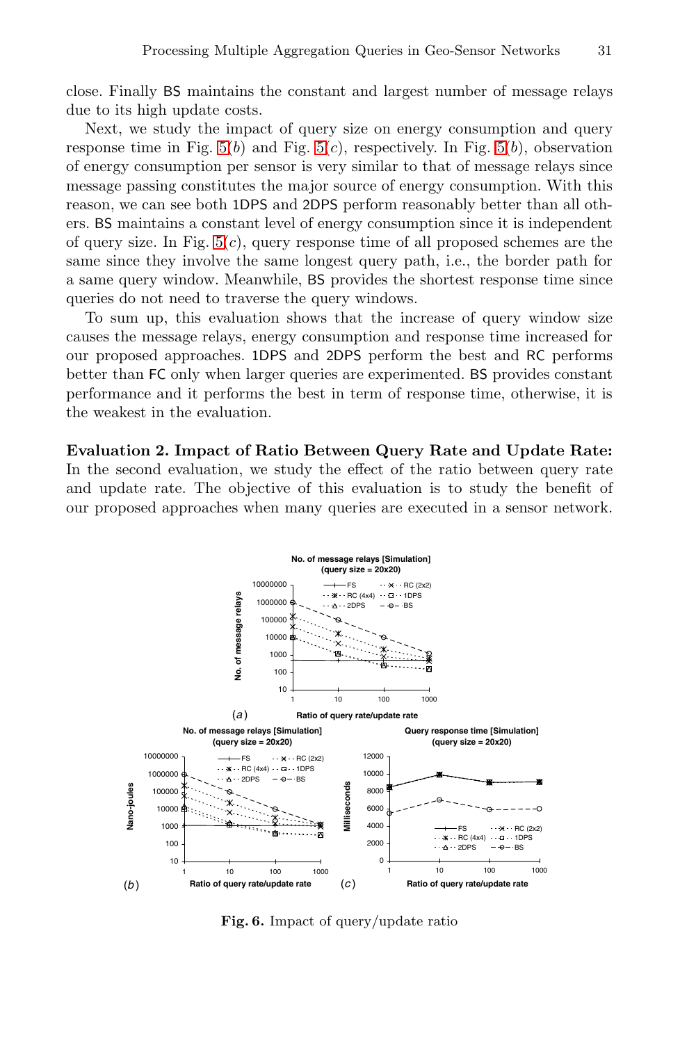close. Finally BS maintains the constant and largest number of message relays due to its high update costs.

Next, we study the impact of query size on energy consumption and query response time in Fig. 5(*b*) and Fig. 5(*c*), respectively. In Fig. 5(*b*), observation of energy consumption per sensor is very similar to that of message relays since message passing constitutes the major source of energy consumption. With this reason, we can see both 1DPS and 2DPS perform reasonably better than all others. BS maintains a constant level of energy consumption since it is independent of query size. In Fig. 5(*c*), query response time of all proposed schemes are the same since they involve the same longest query path, i.e., the border path for a same query window. Meanwhile, BS provides the shortest response time since queries do not need to traverse the query windows.

To sum up, this evaluation shows that the increase of query window size causes the message relays, energy consumption and response time increased for our proposed approaches. 1DPS and 2DPS perform the best and RC performs better than FC only when larger queries are experimented. BS provides constant performance and it performs the best in term of response time, otherwise, it is the weakest in the evaluation.

**Evaluation 2. Impact of Ratio Between Query Rate and Update Rate:** In the second evaluation, we study the effect of the ratio between query rate and update rate. The objective of this evaluation is to study the benefit of our proposed approaches when many queries are executed in a sensor network.

No. of message relays [Simulation]
(query size = 20x20)
No. of message relays
10000000
1000000
100000
10000
1000
100
10
1 10 100 1000
FS RC (2x2) RC (4x4) 1DPS 2DPS BS
(*a*) Ratio of query rate/update rate

No. of message relays [Simulation]
(query size = 20x20)
Nano-joules
10000000
1000000
100000
10000
1000
100
10
1 10 100 1000
FS RC (2x2) RC (4x4) 1DPS 2DPS BS
(*b*) Ratio of query rate/update rate

Query response time [Simulation]
(query size = 20x20)
Milliseconds
12000
10000
8000
6000
4000
2000
0
1 10 100 1000
FS RC (2x2) RC (4x4) 1DPS 2DPS BS
(*c*) Ratio of query rate/update rate

**Fig. 6.** Impact of query/update ratio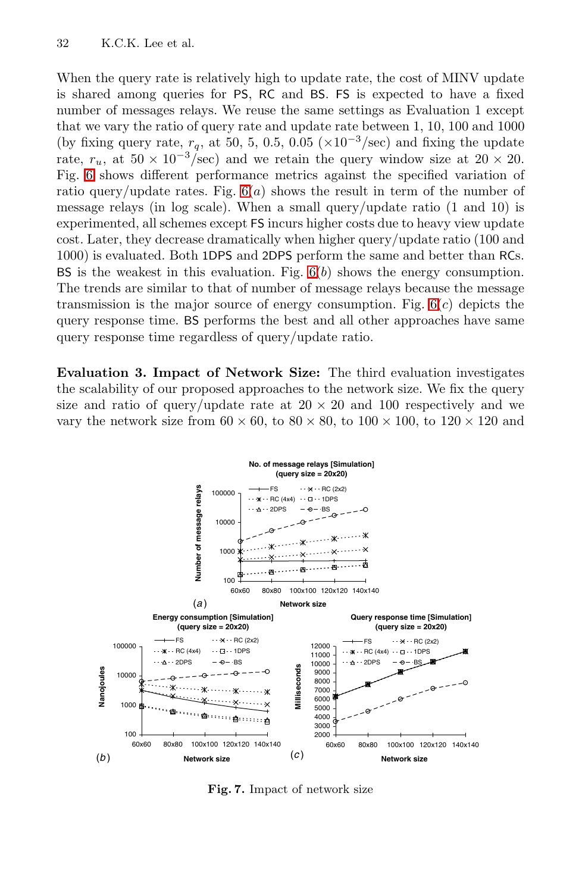When the query rate is relatively high to update rate, the cost of MINV update is shared among queries for PS, RC and BS. FS is expected to have a fixed number of messages relays. We reuse the same settings as Evaluation 1 except that we vary the ratio of query rate and update rate between 1, 10, 100 and 1000 (by fixing query rate, $r_q$, at 50, 5, 0.5, 0.05 ($\times 10^{-3}$/sec) and fixing the update rate, $r_u$, at $50 \times 10^{-3}$/sec) and we retain the query window size at $20 \times 20$. Fig. 6 shows different performance metrics against the specified variation of ratio query/update rates. Fig. 6($a$) shows the result in term of the number of message relays (in log scale). When a small query/update ratio (1 and 10) is experimented, all schemes except FS incurs higher costs due to heavy view update cost. Later, they decrease dramatically when higher query/update ratio (100 and 1000) is evaluated. Both 1DPS and 2DPS perform the same and better than RCs. BS is the weakest in this evaluation. Fig. 6($b$) shows the energy consumption. The trends are similar to that of number of message relays because the message transmission is the major source of energy consumption. Fig. 6($c$) depicts the query response time. BS performs the best and all other approaches have same query response time regardless of query/update ratio.

**Evaluation 3. Impact of Network Size:** The third evaluation investigates the scalability of our proposed approaches to the network size. We fix the query size and ratio of query/update rate at $20 \times 20$ and 100 respectively and we vary the network size from $60 \times 60$, to $80 \times 80$, to $100 \times 100$, to $120 \times 120$ and

No. of message relays [Simulation]
(query size = 20x20)
Number of message relays
100000
10000
1000
100
60x60 80x80 100x100 120x120 140x140
Network size
FS, RC (2x2), RC (4x4), 1DPS, 2DPS, BS
($a$)

Energy consumption [Simulation]
(query size = 20x20)
Nanojoules
100000
10000
1000
100
60x60 80x80 100x100 120x120 140x140
Network size
FS, RC (2x2), RC (4x4), 1DPS, 2DPS, BS
($b$)

Query response time [Simulation]
(query size = 20x20)
Milliseconds
12000
11000
10000
9000
8000
7000
6000
5000
4000
3000
2000
60x60 80x80 100x100 120x120 140x140
Network size
FS, RC (2x2), RC (4x4), 1DPS, 2DPS, BS
($c$)

**Fig. 7.** Impact of network size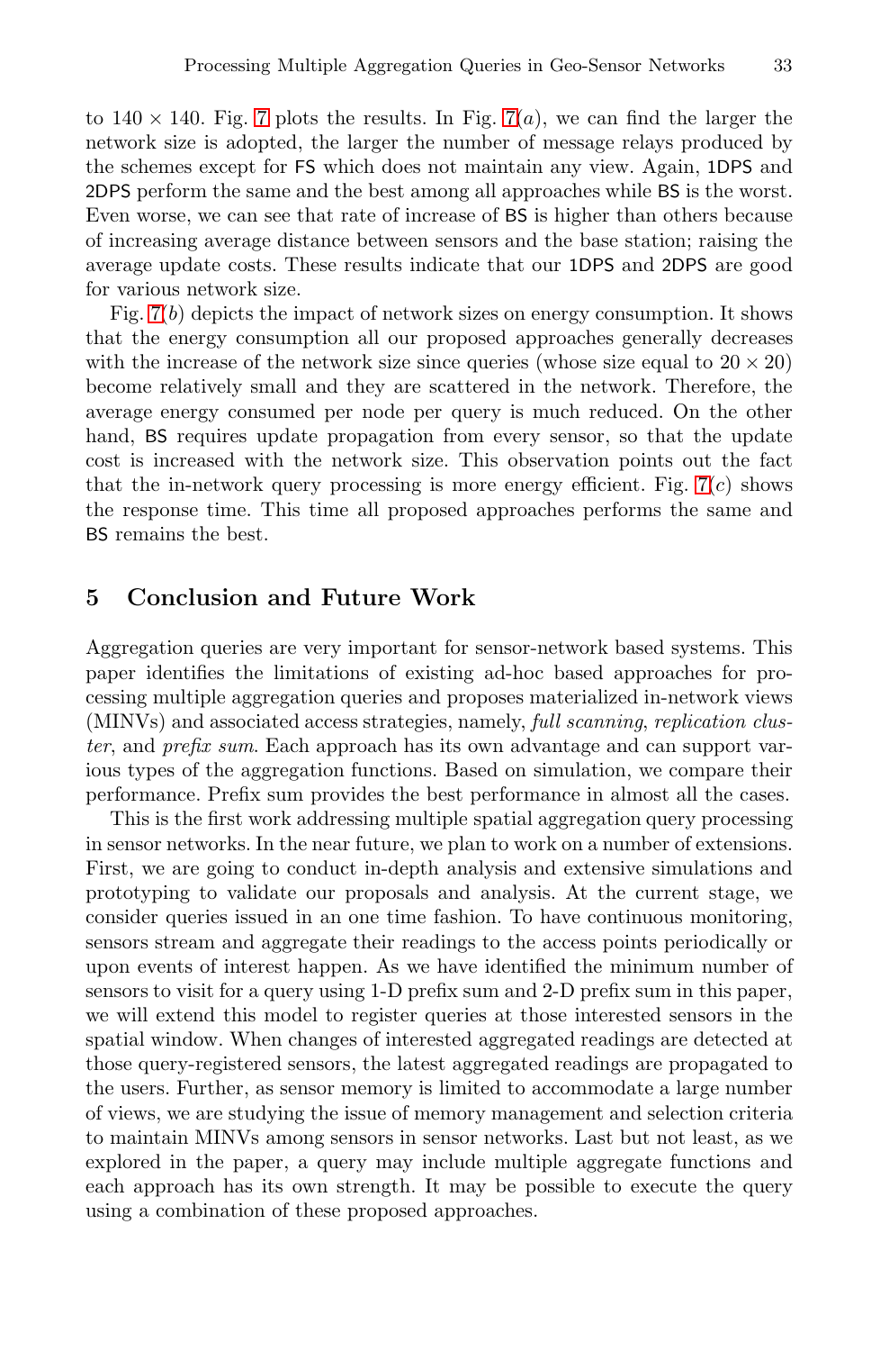to $140 \times 140$. Fig. 7 plots the results. In Fig. 7($a$), we can find the larger the network size is adopted, the larger the number of message relays produced by the schemes except for FS which does not maintain any view. Again, 1DPS and 2DPS perform the same and the best among all approaches while BS is the worst. Even worse, we can see that rate of increase of BS is higher than others because of increasing average distance between sensors and the base station; raising the average update costs. These results indicate that our 1DPS and 2DPS are good for various network size.

Fig. 7($b$) depicts the impact of network sizes on energy consumption. It shows that the energy consumption all our proposed approaches generally decreases with the increase of the network size since queries (whose size equal to $20 \times 20$) become relatively small and they are scattered in the network. Therefore, the average energy consumed per node per query is much reduced. On the other hand, BS requires update propagation from every sensor, so that the update cost is increased with the network size. This observation points out the fact that the in-network query processing is more energy efficient. Fig. 7($c$) shows the response time. This time all proposed approaches performs the same and BS remains the best.

## 5 Conclusion and Future Work

Aggregation queries are very important for sensor-network based systems. This paper identifies the limitations of existing ad-hoc based approaches for processing multiple aggregation queries and proposes materialized in-network views (MINVs) and associated access strategies, namely, *full scanning*, *replication cluster*, and *prefix sum*. Each approach has its own advantage and can support various types of the aggregation functions. Based on simulation, we compare their performance. Prefix sum provides the best performance in almost all the cases.

This is the first work addressing multiple spatial aggregation query processing in sensor networks. In the near future, we plan to work on a number of extensions. First, we are going to conduct in-depth analysis and extensive simulations and prototyping to validate our proposals and analysis. At the current stage, we consider queries issued in an one time fashion. To have continuous monitoring, sensors stream and aggregate their readings to the access points periodically or upon events of interest happen. As we have identified the minimum number of sensors to visit for a query using 1-D prefix sum and 2-D prefix sum in this paper, we will extend this model to register queries at those interested sensors in the spatial window. When changes of interested aggregated readings are detected at those query-registered sensors, the latest aggregated readings are propagated to the users. Further, as sensor memory is limited to accommodate a large number of views, we are studying the issue of memory management and selection criteria to maintain MINVs among sensors in sensor networks. Last but not least, as we explored in the paper, a query may include multiple aggregate functions and each approach has its own strength. It may be possible to execute the query using a combination of these proposed approaches.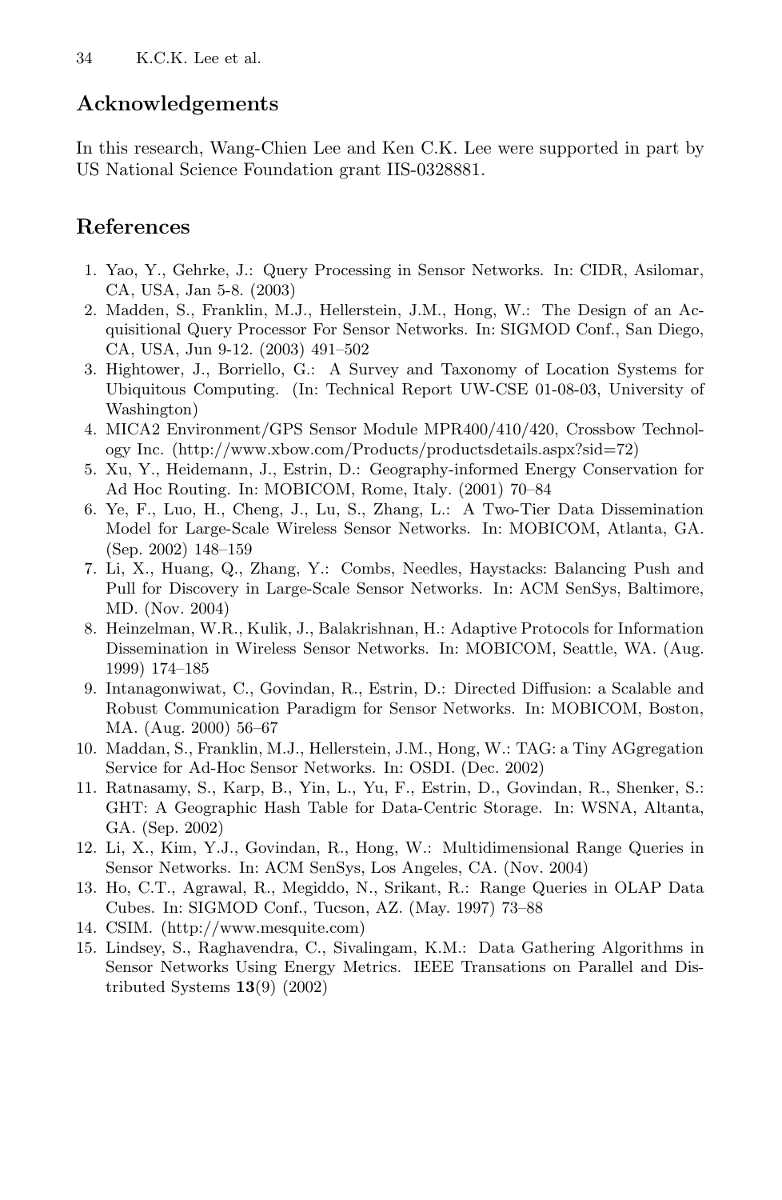## Acknowledgements

In this research, Wang-Chien Lee and Ken C.K. Lee were supported in part by US National Science Foundation grant IIS-0328881.

## References

1. Yao, Y., Gehrke, J.: Query Processing in Sensor Networks. In: CIDR, Asilomar, CA, USA, Jan 5-8. (2003)
2. Madden, S., Franklin, M.J., Hellerstein, J.M., Hong, W.: The Design of an Acquisitional Query Processor For Sensor Networks. In: SIGMOD Conf., San Diego, CA, USA, Jun 9-12. (2003) 491–502
3. Hightower, J., Borriello, G.: A Survey and Taxonomy of Location Systems for Ubiquitous Computing. (In: Technical Report UW-CSE 01-08-03, University of Washington)
4. MICA2 Environment/GPS Sensor Module MPR400/410/420, Crossbow Technology Inc. (http://www.xbow.com/Products/productsdetails.aspx?sid=72)
5. Xu, Y., Heidemann, J., Estrin, D.: Geography-informed Energy Conservation for Ad Hoc Routing. In: MOBICOM, Rome, Italy. (2001) 70–84
6. Ye, F., Luo, H., Cheng, J., Lu, S., Zhang, L.: A Two-Tier Data Dissemination Model for Large-Scale Wireless Sensor Networks. In: MOBICOM, Atlanta, GA. (Sep. 2002) 148–159
7. Li, X., Huang, Q., Zhang, Y.: Combs, Needles, Haystacks: Balancing Push and Pull for Discovery in Large-Scale Sensor Networks. In: ACM SenSys, Baltimore, MD. (Nov. 2004)
8. Heinzelman, W.R., Kulik, J., Balakrishnan, H.: Adaptive Protocols for Information Dissemination in Wireless Sensor Networks. In: MOBICOM, Seattle, WA. (Aug. 1999) 174–185
9. Intanagonwiwat, C., Govindan, R., Estrin, D.: Directed Diffusion: a Scalable and Robust Communication Paradigm for Sensor Networks. In: MOBICOM, Boston, MA. (Aug. 2000) 56–67
10. Maddan, S., Franklin, M.J., Hellerstein, J.M., Hong, W.: TAG: a Tiny AGgregation Service for Ad-Hoc Sensor Networks. In: OSDI. (Dec. 2002)
11. Ratnasamy, S., Karp, B., Yin, L., Yu, F., Estrin, D., Govindan, R., Shenker, S.: GHT: A Geographic Hash Table for Data-Centric Storage. In: WSNA, Altanta, GA. (Sep. 2002)
12. Li, X., Kim, Y.J., Govindan, R., Hong, W.: Multidimensional Range Queries in Sensor Networks. In: ACM SenSys, Los Angeles, CA. (Nov. 2004)
13. Ho, C.T., Agrawal, R., Megiddo, N., Srikant, R.: Range Queries in OLAP Data Cubes. In: SIGMOD Conf., Tucson, AZ. (May. 1997) 73–88
14. CSIM. (http://www.mesquite.com)
15. Lindsey, S., Raghavendra, C., Sivalingam, K.M.: Data Gathering Algorithms in Sensor Networks Using Energy Metrics. IEEE Transations on Parallel and Distributed Systems **13**(9) (2002)